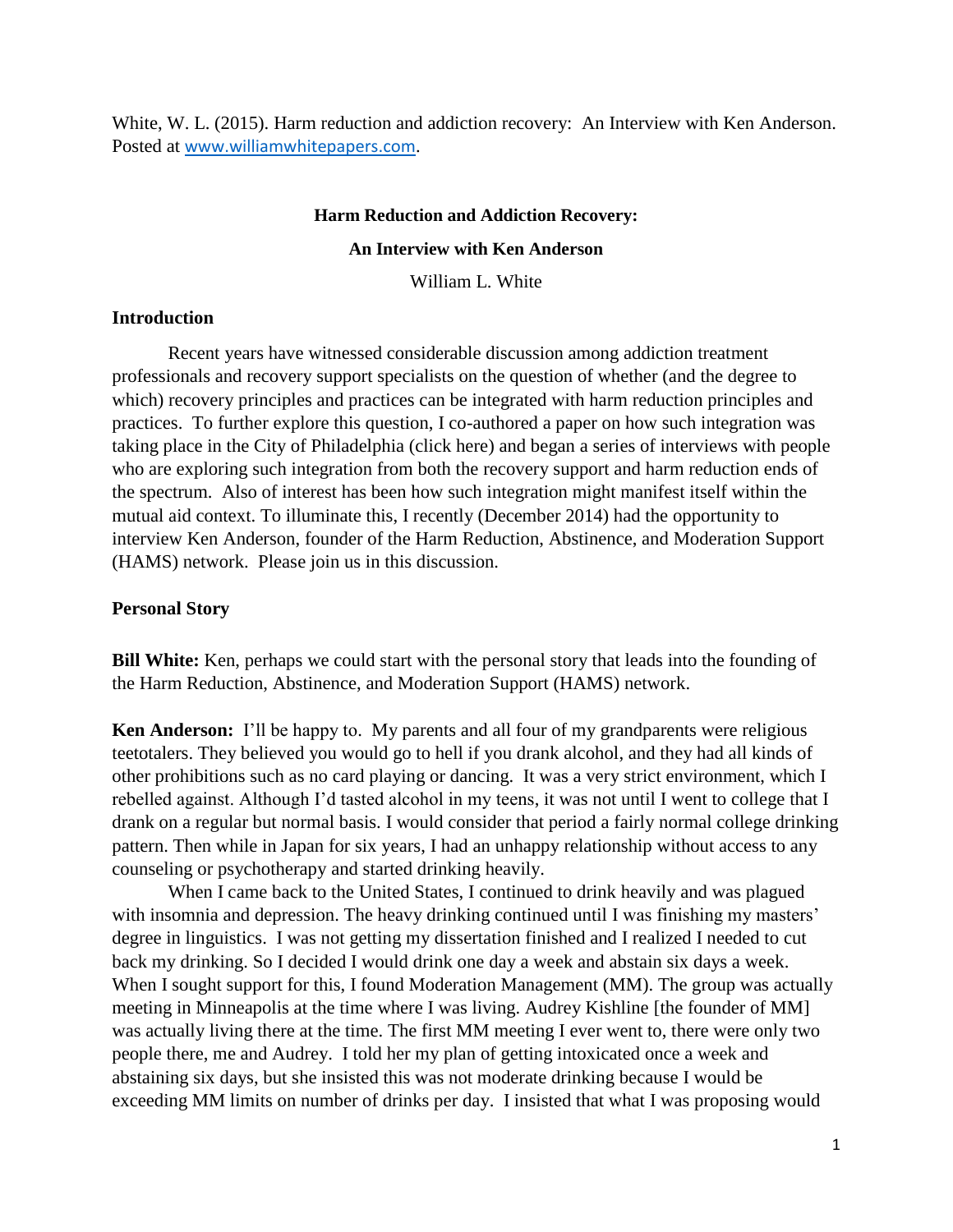White, W. L. (2015). Harm reduction and addiction recovery: An Interview with Ken Anderson. Posted at www.williamwhitepapers.com.

# Harm Reduction and Addiction Recovery:

## An Interview with Ken Anderson

William L. White

## Introduction

Recent years have witnessed considerable discussion among addiction treatment professionals and recovery support specialists on the question of whether (and the degree to which) recovery principles and practices can be integrated with harm reduction principles and practices. To further explore this question, I co-authored a paper on how such integration was taking place in the City of Philadelphia (click here) and began a series of interviews with people who are exploring such integration from both the recovery support and harm reduction ends of the spectrum. Also of interest has been how such integration might manifest itself within the mutual aid context. To illuminate this, I recently (December 2014) had the opportunity to interview Ken Anderson, founder of the Harm Reduction, Abstinence, and Moderation Support (HAMS) network. Please join us in this discussion.

## Personal Story

**Bill White:** Ken, perhaps we could start with the personal story that leads into the founding of the Harm Reduction, Abstinence, and Moderation Support (HAMS) network.

**Ken Anderson:** I'll be happy to. My parents and all four of my grandparents were religious teetotalers. They believed you would go to hell if you drank alcohol, and they had all kinds of other prohibitions such as no card playing or dancing. It was a very strict environment, which I rebelled against. Although I'd tasted alcohol in my teens, it was not until I went to college that I drank on a regular but normal basis. I would consider that period a fairly normal college drinking pattern. Then while in Japan for six years, I had an unhappy relationship without access to any counseling or psychotherapy and started drinking heavily.

When I came back to the United States, I continued to drink heavily and was plagued with insomnia and depression. The heavy drinking continued until I was finishing my masters' degree in linguistics. I was not getting my dissertation finished and I realized I needed to cut back my drinking. So I decided I would drink one day a week and abstain six days a week. When I sought support for this, I found Moderation Management (MM). The group was actually meeting in Minneapolis at the time where I was living. Audrey Kishline [the founder of MM] was actually living there at the time. The first MM meeting I ever went to, there were only two people there, me and Audrey. I told her my plan of getting intoxicated once a week and abstaining six days, but she insisted this was not moderate drinking because I would be exceeding MM limits on number of drinks per day. I insisted that what I was proposing would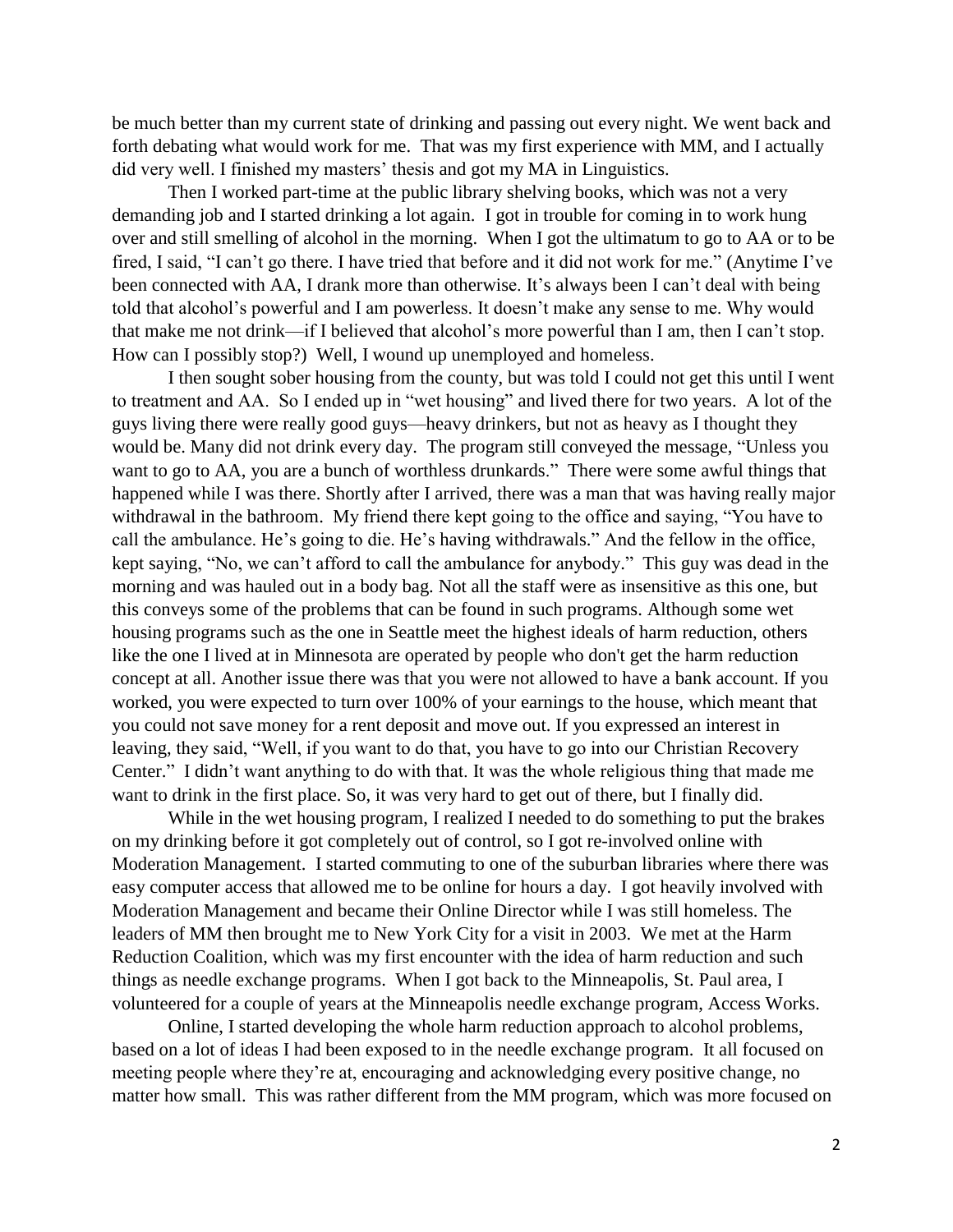be much better than my current state of drinking and passing out every night. We went back and forth debating what would work for me. That was my first experience with MM, and I actually did very well. I finished my masters' thesis and got my MA in Linguistics.

Then I worked part-time at the public library shelving books, which was not a very demanding job and I started drinking a lot again. I got in trouble for coming in to work hung over and still smelling of alcohol in the morning. When I got the ultimatum to go to AA or to be fired, I said, "I can't go there. I have tried that before and it did not work for me." (Anytime I've been connected with AA, I drank more than otherwise. It's always been I can't deal with being told that alcohol's powerful and I am powerless. It doesn't make any sense to me. Why would that make me not drink—if I believed that alcohol's more powerful than I am, then I can't stop. How can I possibly stop?) Well, I wound up unemployed and homeless.

I then sought sober housing from the county, but was told I could not get this until I went to treatment and AA. So I ended up in "wet housing" and lived there for two years. A lot of the guys living there were really good guys—heavy drinkers, but not as heavy as I thought they would be. Many did not drink every day. The program still conveyed the message, "Unless you want to go to AA, you are a bunch of worthless drunkards." There were some awful things that happened while I was there. Shortly after I arrived, there was a man that was having really major withdrawal in the bathroom. My friend there kept going to the office and saying, "You have to call the ambulance. He's going to die. He's having withdrawals." And the fellow in the office, kept saying, "No, we can't afford to call the ambulance for anybody." This guy was dead in the morning and was hauled out in a body bag. Not all the staff were as insensitive as this one, but this conveys some of the problems that can be found in such programs. Although some wet housing programs such as the one in Seattle meet the highest ideals of harm reduction, others like the one I lived at in Minnesota are operated by people who don't get the harm reduction concept at all. Another issue there was that you were not allowed to have a bank account. If you worked, you were expected to turn over 100% of your earnings to the house, which meant that you could not save money for a rent deposit and move out. If you expressed an interest in leaving, they said, "Well, if you want to do that, you have to go into our Christian Recovery Center." I didn't want anything to do with that. It was the whole religious thing that made me want to drink in the first place. So, it was very hard to get out of there, but I finally did.

While in the wet housing program, I realized I needed to do something to put the brakes on my drinking before it got completely out of control, so I got re-involved online with Moderation Management. I started commuting to one of the suburban libraries where there was easy computer access that allowed me to be online for hours a day. I got heavily involved with Moderation Management and became their Online Director while I was still homeless. The leaders of MM then brought me to New York City for a visit in 2003. We met at the Harm Reduction Coalition, which was my first encounter with the idea of harm reduction and such things as needle exchange programs. When I got back to the Minneapolis, St. Paul area, I volunteered for a couple of years at the Minneapolis needle exchange program, Access Works.

Online, I started developing the whole harm reduction approach to alcohol problems, based on a lot of ideas I had been exposed to in the needle exchange program. It all focused on meeting people where they're at, encouraging and acknowledging every positive change, no matter how small. This was rather different from the MM program, which was more focused on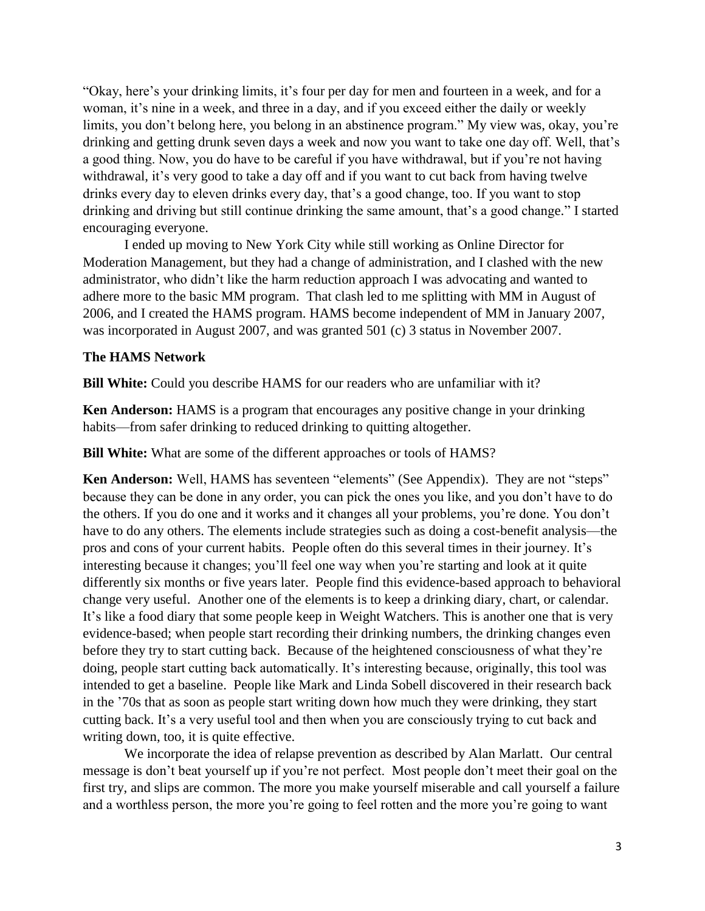"Okay, here's your drinking limits, it's four per day for men and fourteen in a week, and for a woman, it's nine in a week, and three in a day, and if you exceed either the daily or weekly limits, you don't belong here, you belong in an abstinence program." My view was, okay, you're drinking and getting drunk seven days a week and now you want to take one day off. Well, that's a good thing. Now, you do have to be careful if you have withdrawal, but if you're not having withdrawal, it's very good to take a day off and if you want to cut back from having twelve drinks every day to eleven drinks every day, that's a good change, too. If you want to stop drinking and driving but still continue drinking the same amount, that's a good change." I started encouraging everyone.

I ended up moving to New York City while still working as Online Director for Moderation Management, but they had a change of administration, and I clashed with the new administrator, who didn't like the harm reduction approach I was advocating and wanted to adhere more to the basic MM program. That clash led to me splitting with MM in August of 2006, and I created the HAMS program. HAMS become independent of MM in January 2007, was incorporated in August 2007, and was granted 501 (c) 3 status in November 2007.

### The HAMS Network

**Bill White:** Could you describe HAMS for our readers who are unfamiliar with it?

**Ken Anderson:** HAMS is a program that encourages any positive change in your drinking habits—from safer drinking to reduced drinking to quitting altogether.

**Bill White:** What are some of the different approaches or tools of HAMS?

**Ken Anderson:** Well, HAMS has seventeen "elements" (See Appendix). They are not "steps" because they can be done in any order, you can pick the ones you like, and you don't have to do the others. If you do one and it works and it changes all your problems, you're done. You don't have to do any others. The elements include strategies such as doing a cost-benefit analysis—the pros and cons of your current habits. People often do this several times in their journey. It's interesting because it changes; you'll feel one way when you're starting and look at it quite differently six months or five years later. People find this evidence-based approach to behavioral change very useful. Another one of the elements is to keep a drinking diary, chart, or calendar. It's like a food diary that some people keep in Weight Watchers. This is another one that is very evidence-based; when people start recording their drinking numbers, the drinking changes even before they try to start cutting back. Because of the heightened consciousness of what they're doing, people start cutting back automatically. It's interesting because, originally, this tool was intended to get a baseline. People like Mark and Linda Sobell discovered in their research back in the '70s that as soon as people start writing down how much they were drinking, they start cutting back. It's a very useful tool and then when you are consciously trying to cut back and writing down, too, it is quite effective.

We incorporate the idea of relapse prevention as described by Alan Marlatt. Our central message is don't beat yourself up if you're not perfect. Most people don't meet their goal on the first try, and slips are common. The more you make yourself miserable and call yourself a failure and a worthless person, the more you're going to feel rotten and the more you're going to want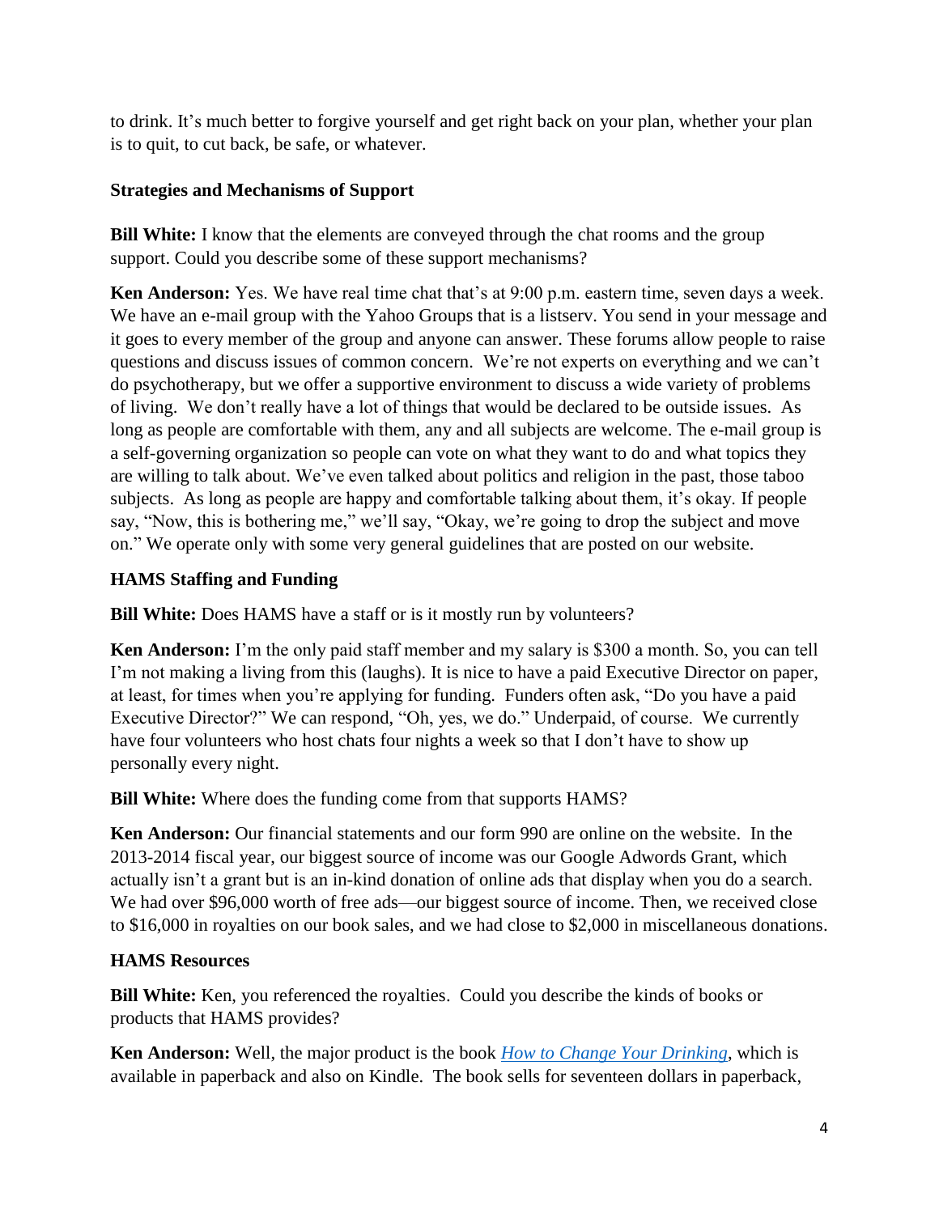to drink. It's much better to forgive yourself and get right back on your plan, whether your plan is to quit, to cut back, be safe, or whatever.

### Strategies and Mechanisms of Support

**Bill White:** I know that the elements are conveyed through the chat rooms and the group support. Could you describe some of these support mechanisms?

**Ken Anderson:** Yes. We have real time chat that's at 9:00 p.m. eastern time, seven days a week. We have an e-mail group with the Yahoo Groups that is a listserv. You send in your message and it goes to every member of the group and anyone can answer. These forums allow people to raise questions and discuss issues of common concern. We're not experts on everything and we can't do psychotherapy, but we offer a supportive environment to discuss a wide variety of problems of living. We don't really have a lot of things that would be declared to be outside issues. As long as people are comfortable with them, any and all subjects are welcome. The e-mail group is a self-governing organization so people can vote on what they want to do and what topics they are willing to talk about. We've even talked about politics and religion in the past, those taboo subjects. As long as people are happy and comfortable talking about them, it's okay. If people say, "Now, this is bothering me," we'll say, "Okay, we're going to drop the subject and move on." We operate only with some very general guidelines that are posted on our website.

### HAMS Staffing and Funding

**Bill White:** Does HAMS have a staff or is it mostly run by volunteers?

**Ken Anderson:** I'm the only paid staff member and my salary is $300 a month. So, you can tell I'm not making a living from this (laughs). It is nice to have a paid Executive Director on paper, at least, for times when you're applying for funding. Funders often ask, "Do you have a paid Executive Director?" We can respond, "Oh, yes, we do." Underpaid, of course. We currently have four volunteers who host chats four nights a week so that I don't have to show up personally every night.

**Bill White:** Where does the funding come from that supports HAMS?

**Ken Anderson:** Our financial statements and our form 990 are online on the website. In the 2013-2014 fiscal year, our biggest source of income was our Google Adwords Grant, which actually isn't a grant but is an in-kind donation of online ads that display when you do a search. We had over $96,000 worth of free ads—our biggest source of income. Then, we received close to $16,000 in royalties on our book sales, and we had close to $2,000 in miscellaneous donations.

### HAMS Resources

**Bill White:** Ken, you referenced the royalties. Could you describe the kinds of books or products that HAMS provides?

**Ken Anderson:** Well, the major product is the book *How to Change Your Drinking*, which is available in paperback and also on Kindle. The book sells for seventeen dollars in paperback,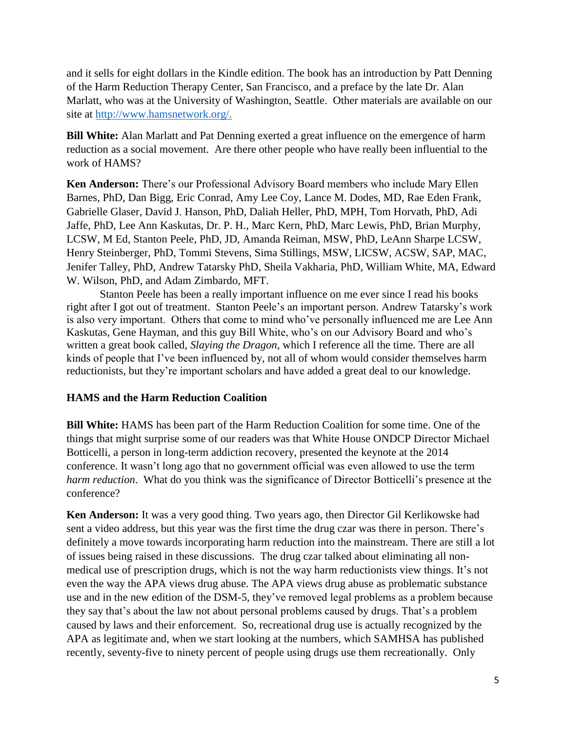and it sells for eight dollars in the Kindle edition. The book has an introduction by Patt Denning of the Harm Reduction Therapy Center, San Francisco, and a preface by the late Dr. Alan Marlatt, who was at the University of Washington, Seattle. Other materials are available on our site at [http://www.hamsnetwork.org/.](http://www.hamsnetwork.org/)

**Bill White:** Alan Marlatt and Pat Denning exerted a great influence on the emergence of harm reduction as a social movement. Are there other people who have really been influential to the work of HAMS?

**Ken Anderson:** There's our Professional Advisory Board members who include Mary Ellen Barnes, PhD, Dan Bigg, Eric Conrad, Amy Lee Coy, Lance M. Dodes, MD, Rae Eden Frank, Gabrielle Glaser, David J. Hanson, PhD, Daliah Heller, PhD, MPH, Tom Horvath, PhD, Adi Jaffe, PhD, Lee Ann Kaskutas, Dr. P. H., Marc Kern, PhD, Marc Lewis, PhD, Brian Murphy, LCSW, M Ed, Stanton Peele, PhD, JD, Amanda Reiman, MSW, PhD, LeAnn Sharpe LCSW, Henry Steinberger, PhD, Tommi Stevens, Sima Stillings, MSW, LICSW, ACSW, SAP, MAC, Jenifer Talley, PhD, Andrew Tatarsky PhD, Sheila Vakharia, PhD, William White, MA, Edward W. Wilson, PhD, and Adam Zimbardo, MFT.

Stanton Peele has been a really important influence on me ever since I read his books right after I got out of treatment. Stanton Peele's an important person. Andrew Tatarsky's work is also very important. Others that come to mind who've personally influenced me are Lee Ann Kaskutas, Gene Hayman, and this guy Bill White, who's on our Advisory Board and who's written a great book called, *Slaying the Dragon*, which I reference all the time. There are all kinds of people that I've been influenced by, not all of whom would consider themselves harm reductionists, but they're important scholars and have added a great deal to our knowledge.

### HAMS and the Harm Reduction Coalition

**Bill White:** HAMS has been part of the Harm Reduction Coalition for some time. One of the things that might surprise some of our readers was that White House ONDCP Director Michael Botticelli, a person in long-term addiction recovery, presented the keynote at the 2014 conference. It wasn't long ago that no government official was even allowed to use the term *harm reduction*. What do you think was the significance of Director Botticelli's presence at the conference?

**Ken Anderson:** It was a very good thing. Two years ago, then Director Gil Kerlikowske had sent a video address, but this year was the first time the drug czar was there in person. There's definitely a move towards incorporating harm reduction into the mainstream. There are still a lot of issues being raised in these discussions. The drug czar talked about eliminating all non-medical use of prescription drugs, which is not the way harm reductionists view things. It's not even the way the APA views drug abuse. The APA views drug abuse as problematic substance use and in the new edition of the DSM-5, they've removed legal problems as a problem because they say that's about the law not about personal problems caused by drugs. That's a problem caused by laws and their enforcement. So, recreational drug use is actually recognized by the APA as legitimate and, when we start looking at the numbers, which SAMHSA has published recently, seventy-five to ninety percent of people using drugs use them recreationally. Only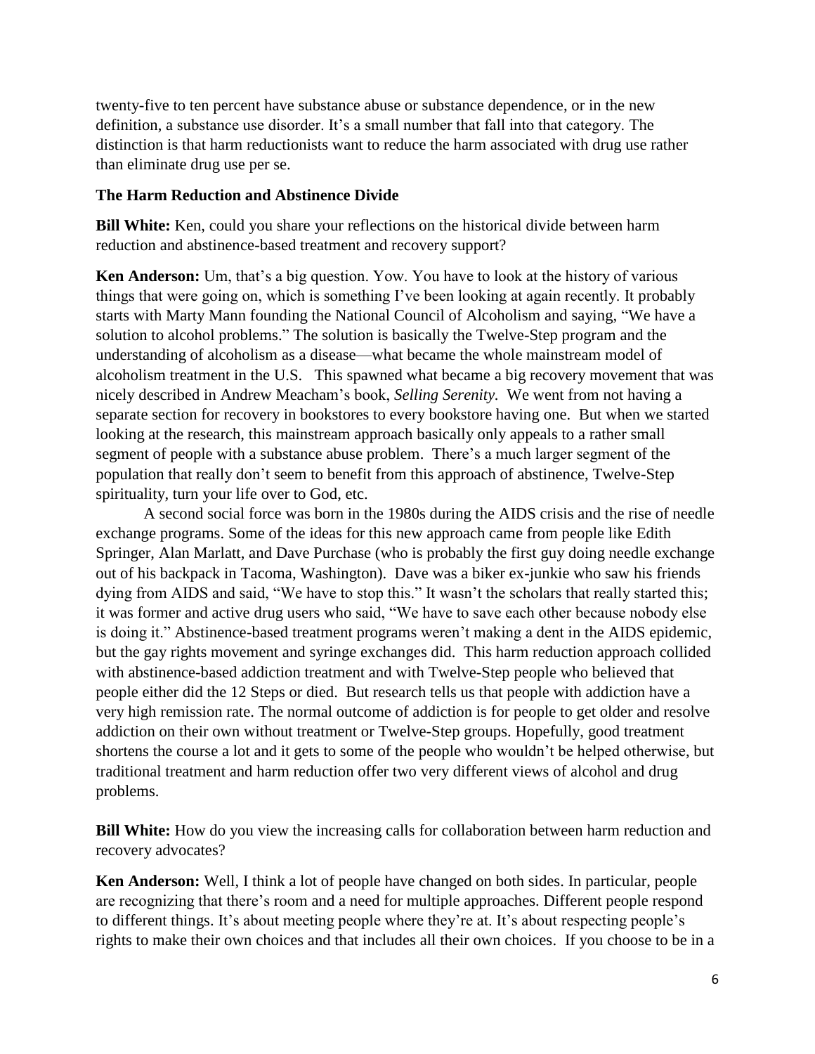twenty-five to ten percent have substance abuse or substance dependence, or in the new definition, a substance use disorder. It's a small number that fall into that category. The distinction is that harm reductionists want to reduce the harm associated with drug use rather than eliminate drug use per se.

**The Harm Reduction and Abstinence Divide**

**Bill White:** Ken, could you share your reflections on the historical divide between harm reduction and abstinence-based treatment and recovery support?

**Ken Anderson:** Um, that's a big question. Yow. You have to look at the history of various things that were going on, which is something I've been looking at again recently. It probably starts with Marty Mann founding the National Council of Alcoholism and saying, "We have a solution to alcohol problems." The solution is basically the Twelve-Step program and the understanding of alcoholism as a disease—what became the whole mainstream model of alcoholism treatment in the U.S. This spawned what became a big recovery movement that was nicely described in Andrew Meacham's book, *Selling Serenity.* We went from not having a separate section for recovery in bookstores to every bookstore having one. But when we started looking at the research, this mainstream approach basically only appeals to a rather small segment of people with a substance abuse problem. There's a much larger segment of the population that really don't seem to benefit from this approach of abstinence, Twelve-Step spirituality, turn your life over to God, etc.

A second social force was born in the 1980s during the AIDS crisis and the rise of needle exchange programs. Some of the ideas for this new approach came from people like Edith Springer, Alan Marlatt, and Dave Purchase (who is probably the first guy doing needle exchange out of his backpack in Tacoma, Washington). Dave was a biker ex-junkie who saw his friends dying from AIDS and said, "We have to stop this." It wasn't the scholars that really started this; it was former and active drug users who said, "We have to save each other because nobody else is doing it." Abstinence-based treatment programs weren't making a dent in the AIDS epidemic, but the gay rights movement and syringe exchanges did. This harm reduction approach collided with abstinence-based addiction treatment and with Twelve-Step people who believed that people either did the 12 Steps or died. But research tells us that people with addiction have a very high remission rate. The normal outcome of addiction is for people to get older and resolve addiction on their own without treatment or Twelve-Step groups. Hopefully, good treatment shortens the course a lot and it gets to some of the people who wouldn't be helped otherwise, but traditional treatment and harm reduction offer two very different views of alcohol and drug problems.

**Bill White:** How do you view the increasing calls for collaboration between harm reduction and recovery advocates?

**Ken Anderson:** Well, I think a lot of people have changed on both sides. In particular, people are recognizing that there's room and a need for multiple approaches. Different people respond to different things. It's about meeting people where they're at. It's about respecting people's rights to make their own choices and that includes all their own choices. If you choose to be in a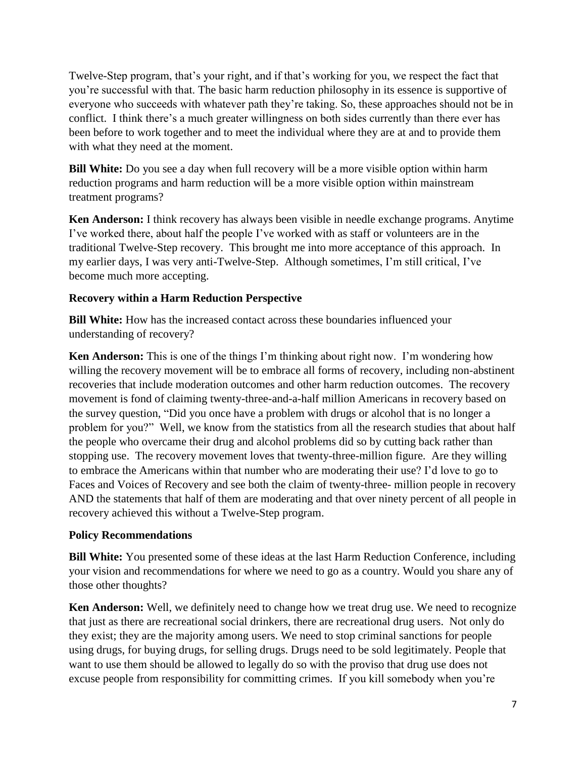Twelve-Step program, that's your right, and if that's working for you, we respect the fact that you're successful with that. The basic harm reduction philosophy in its essence is supportive of everyone who succeeds with whatever path they're taking. So, these approaches should not be in conflict. I think there's a much greater willingness on both sides currently than there ever has been before to work together and to meet the individual where they are at and to provide them with what they need at the moment.

**Bill White:** Do you see a day when full recovery will be a more visible option within harm reduction programs and harm reduction will be a more visible option within mainstream treatment programs?

**Ken Anderson:** I think recovery has always been visible in needle exchange programs. Anytime I've worked there, about half the people I've worked with as staff or volunteers are in the traditional Twelve-Step recovery. This brought me into more acceptance of this approach. In my earlier days, I was very anti-Twelve-Step. Although sometimes, I'm still critical, I've become much more accepting.

### Recovery within a Harm Reduction Perspective

**Bill White:** How has the increased contact across these boundaries influenced your understanding of recovery?

**Ken Anderson:** This is one of the things I'm thinking about right now. I'm wondering how willing the recovery movement will be to embrace all forms of recovery, including non-abstinent recoveries that include moderation outcomes and other harm reduction outcomes. The recovery movement is fond of claiming twenty-three-and-a-half million Americans in recovery based on the survey question, "Did you once have a problem with drugs or alcohol that is no longer a problem for you?" Well, we know from the statistics from all the research studies that about half the people who overcame their drug and alcohol problems did so by cutting back rather than stopping use. The recovery movement loves that twenty-three-million figure. Are they willing to embrace the Americans within that number who are moderating their use? I'd love to go to Faces and Voices of Recovery and see both the claim of twenty-three- million people in recovery AND the statements that half of them are moderating and that over ninety percent of all people in recovery achieved this without a Twelve-Step program.

### Policy Recommendations

**Bill White:** You presented some of these ideas at the last Harm Reduction Conference, including your vision and recommendations for where we need to go as a country. Would you share any of those other thoughts?

**Ken Anderson:** Well, we definitely need to change how we treat drug use. We need to recognize that just as there are recreational social drinkers, there are recreational drug users. Not only do they exist; they are the majority among users. We need to stop criminal sanctions for people using drugs, for buying drugs, for selling drugs. Drugs need to be sold legitimately. People that want to use them should be allowed to legally do so with the proviso that drug use does not excuse people from responsibility for committing crimes. If you kill somebody when you're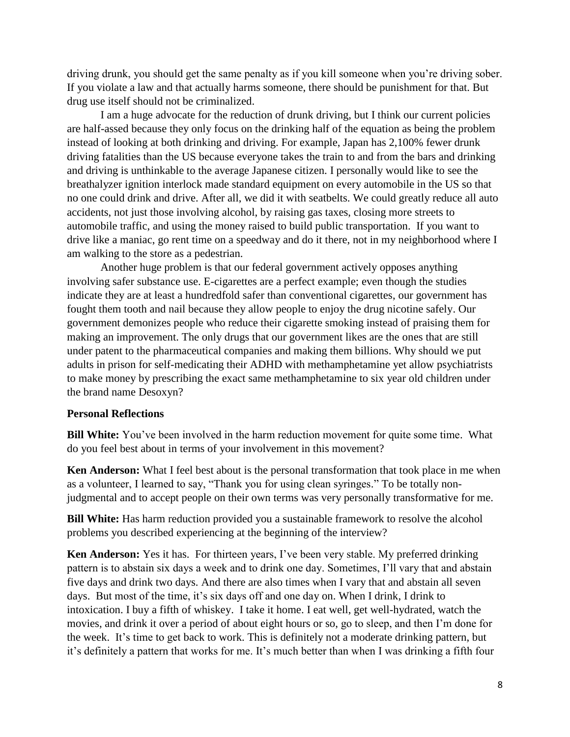driving drunk, you should get the same penalty as if you kill someone when you're driving sober. If you violate a law and that actually harms someone, there should be punishment for that. But drug use itself should not be criminalized.

I am a huge advocate for the reduction of drunk driving, but I think our current policies are half-assed because they only focus on the drinking half of the equation as being the problem instead of looking at both drinking and driving. For example, Japan has 2,100% fewer drunk driving fatalities than the US because everyone takes the train to and from the bars and drinking and driving is unthinkable to the average Japanese citizen. I personally would like to see the breathalyzer ignition interlock made standard equipment on every automobile in the US so that no one could drink and drive. After all, we did it with seatbelts. We could greatly reduce all auto accidents, not just those involving alcohol, by raising gas taxes, closing more streets to automobile traffic, and using the money raised to build public transportation. If you want to drive like a maniac, go rent time on a speedway and do it there, not in my neighborhood where I am walking to the store as a pedestrian.

Another huge problem is that our federal government actively opposes anything involving safer substance use. E-cigarettes are a perfect example; even though the studies indicate they are at least a hundredfold safer than conventional cigarettes, our government has fought them tooth and nail because they allow people to enjoy the drug nicotine safely. Our government demonizes people who reduce their cigarette smoking instead of praising them for making an improvement. The only drugs that our government likes are the ones that are still under patent to the pharmaceutical companies and making them billions. Why should we put adults in prison for self-medicating their ADHD with methamphetamine yet allow psychiatrists to make money by prescribing the exact same methamphetamine to six year old children under the brand name Desoxyn?

**Personal Reflections**

**Bill White:** You've been involved in the harm reduction movement for quite some time. What do you feel best about in terms of your involvement in this movement?

**Ken Anderson:** What I feel best about is the personal transformation that took place in me when as a volunteer, I learned to say, "Thank you for using clean syringes." To be totally non-judgmental and to accept people on their own terms was very personally transformative for me.

**Bill White:** Has harm reduction provided you a sustainable framework to resolve the alcohol problems you described experiencing at the beginning of the interview?

**Ken Anderson:** Yes it has. For thirteen years, I've been very stable. My preferred drinking pattern is to abstain six days a week and to drink one day. Sometimes, I'll vary that and abstain five days and drink two days. And there are also times when I vary that and abstain all seven days. But most of the time, it's six days off and one day on. When I drink, I drink to intoxication. I buy a fifth of whiskey. I take it home. I eat well, get well-hydrated, watch the movies, and drink it over a period of about eight hours or so, go to sleep, and then I'm done for the week. It's time to get back to work. This is definitely not a moderate drinking pattern, but it's definitely a pattern that works for me. It's much better than when I was drinking a fifth four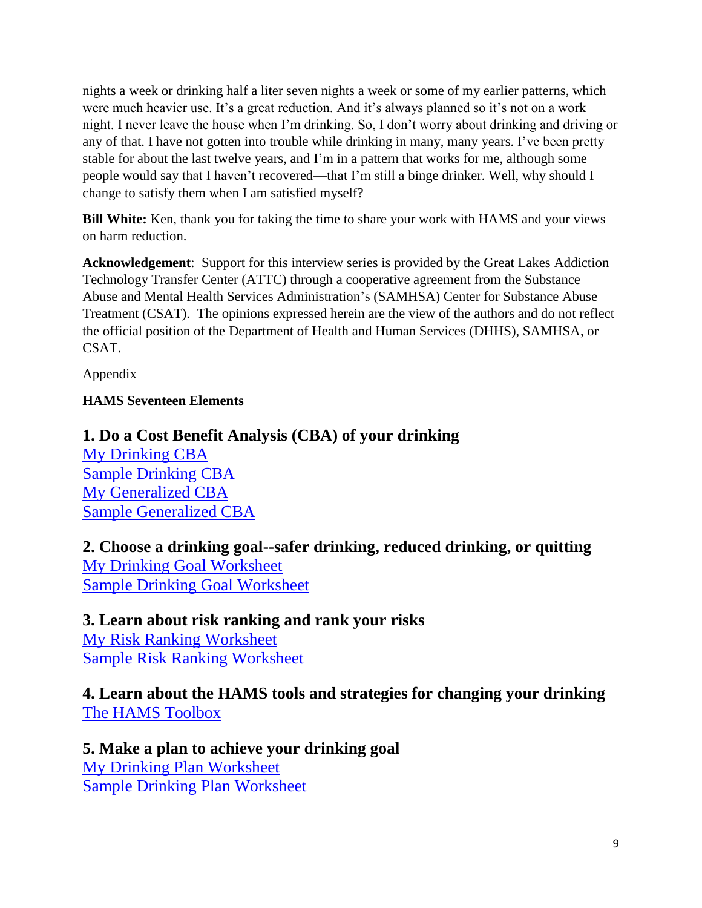nights a week or drinking half a liter seven nights a week or some of my earlier patterns, which were much heavier use. It's a great reduction. And it's always planned so it's not on a work night. I never leave the house when I'm drinking. So, I don't worry about drinking and driving or any of that. I have not gotten into trouble while drinking in many, many years. I've been pretty stable for about the last twelve years, and I'm in a pattern that works for me, although some people would say that I haven't recovered—that I'm still a binge drinker. Well, why should I change to satisfy them when I am satisfied myself?

**Bill White:** Ken, thank you for taking the time to share your work with HAMS and your views on harm reduction.

**Acknowledgement**: Support for this interview series is provided by the Great Lakes Addiction Technology Transfer Center (ATTC) through a cooperative agreement from the Substance Abuse and Mental Health Services Administration's (SAMHSA) Center for Substance Abuse Treatment (CSAT). The opinions expressed herein are the view of the authors and do not reflect the official position of the Department of Health and Human Services (DHHS), SAMHSA, or CSAT.

Appendix

**HAMS Seventeen Elements**

### 1. Do a Cost Benefit Analysis (CBA) of your drinking

My Drinking CBA
Sample Drinking CBA
My Generalized CBA
Sample Generalized CBA

### 2. Choose a drinking goal--safer drinking, reduced drinking, or quitting

My Drinking Goal Worksheet
Sample Drinking Goal Worksheet

### 3. Learn about risk ranking and rank your risks

My Risk Ranking Worksheet
Sample Risk Ranking Worksheet

### 4. Learn about the HAMS tools and strategies for changing your drinking

The HAMS Toolbox

### 5. Make a plan to achieve your drinking goal

My Drinking Plan Worksheet
Sample Drinking Plan Worksheet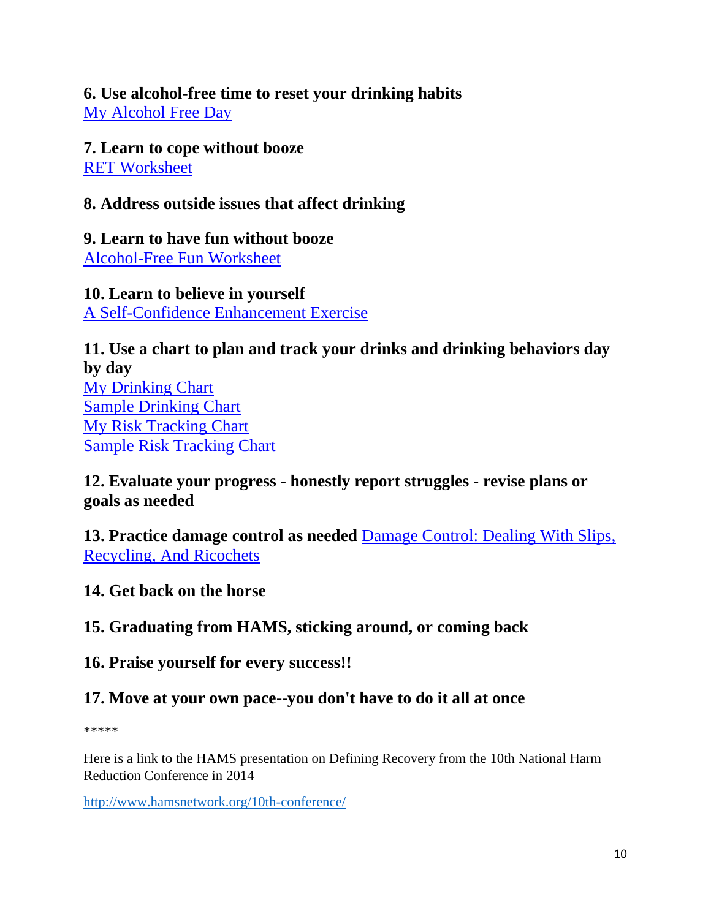**6. Use alcohol-free time to reset your drinking habits**
My Alcohol Free Day

**7. Learn to cope without booze**
RET Worksheet

**8. Address outside issues that affect drinking**

**9. Learn to have fun without booze**
Alcohol-Free Fun Worksheet

**10. Learn to believe in yourself**
A Self-Confidence Enhancement Exercise

**11. Use a chart to plan and track your drinks and drinking behaviors day by day**
My Drinking Chart
Sample Drinking Chart
My Risk Tracking Chart
Sample Risk Tracking Chart

**12. Evaluate your progress - honestly report struggles - revise plans or goals as needed**

**13. Practice damage control as needed** Damage Control: Dealing With Slips, Recycling, And Ricochets

**14. Get back on the horse**

**15. Graduating from HAMS, sticking around, or coming back**

**16. Praise yourself for every success!!**

**17. Move at your own pace--you don't have to do it all at once**

*****

Here is a link to the HAMS presentation on Defining Recovery from the 10th National Harm Reduction Conference in 2014

http://www.hamsnetwork.org/10th-conference/